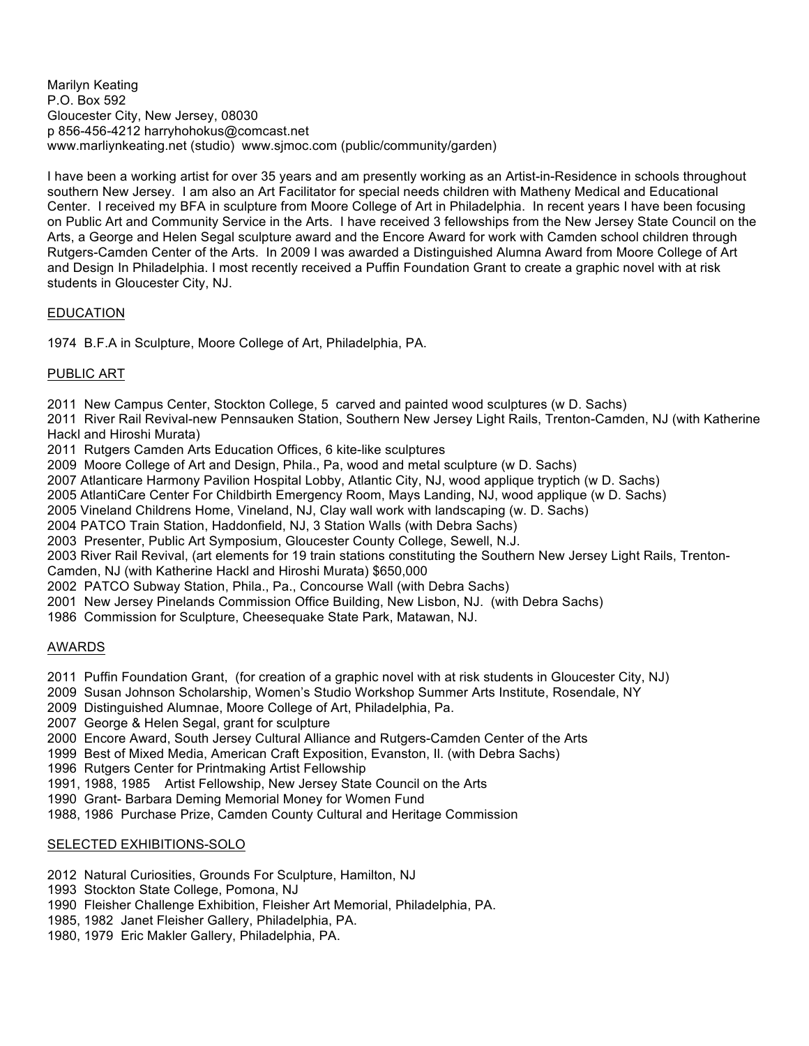Marilyn Keating
P.O. Box 592
Gloucester City, New Jersey, 08030
p 856-456-4212 harryhohokus@comcast.net
www.marliynkeating.net (studio) www.sjmoc.com (public/community/garden)

I have been a working artist for over 35 years and am presently working as an Artist-in-Residence in schools throughout southern New Jersey. I am also an Art Facilitator for special needs children with Matheny Medical and Educational Center. I received my BFA in sculpture from Moore College of Art in Philadelphia. In recent years I have been focusing on Public Art and Community Service in the Arts. I have received 3 fellowships from the New Jersey State Council on the Arts, a George and Helen Segal sculpture award and the Encore Award for work with Camden school children through Rutgers-Camden Center of the Arts. In 2009 I was awarded a Distinguished Alumna Award from Moore College of Art and Design In Philadelphia. I most recently received a Puffin Foundation Grant to create a graphic novel with at risk students in Gloucester City, NJ.

## EDUCATION

1974 B.F.A in Sculpture, Moore College of Art, Philadelphia, PA.

## PUBLIC ART

2011 New Campus Center, Stockton College, 5 carved and painted wood sculptures (w D. Sachs)
2011 River Rail Revival-new Pennsauken Station, Southern New Jersey Light Rails, Trenton-Camden, NJ (with Katherine Hackl and Hiroshi Murata)
2011 Rutgers Camden Arts Education Offices, 6 kite-like sculptures
2009 Moore College of Art and Design, Phila., Pa, wood and metal sculpture (w D. Sachs)
2007 Atlanticare Harmony Pavilion Hospital Lobby, Atlantic City, NJ, wood applique tryptich (w D. Sachs)
2005 AtlantiCare Center For Childbirth Emergency Room, Mays Landing, NJ, wood applique (w D. Sachs)
2005 Vineland Childrens Home, Vineland, NJ, Clay wall work with landscaping (w. D. Sachs)
2004 PATCO Train Station, Haddonfield, NJ, 3 Station Walls (with Debra Sachs)
2003 Presenter, Public Art Symposium, Gloucester County College, Sewell, N.J.
2003 River Rail Revival, (art elements for 19 train stations constituting the Southern New Jersey Light Rails, Trenton-Camden, NJ (with Katherine Hackl and Hiroshi Murata) $650,000
2002 PATCO Subway Station, Phila., Pa., Concourse Wall (with Debra Sachs)
2001 New Jersey Pinelands Commission Office Building, New Lisbon, NJ. (with Debra Sachs)
1986 Commission for Sculpture, Cheesequake State Park, Matawan, NJ.

## AWARDS

2011 Puffin Foundation Grant, (for creation of a graphic novel with at risk students in Gloucester City, NJ)
2009 Susan Johnson Scholarship, Women's Studio Workshop Summer Arts Institute, Rosendale, NY
2009 Distinguished Alumnae, Moore College of Art, Philadelphia, Pa.
2007 George & Helen Segal, grant for sculpture
2000 Encore Award, South Jersey Cultural Alliance and Rutgers-Camden Center of the Arts
1999 Best of Mixed Media, American Craft Exposition, Evanston, Il. (with Debra Sachs)
1996 Rutgers Center for Printmaking Artist Fellowship
1991, 1988, 1985 Artist Fellowship, New Jersey State Council on the Arts
1990 Grant- Barbara Deming Memorial Money for Women Fund
1988, 1986 Purchase Prize, Camden County Cultural and Heritage Commission

## SELECTED EXHIBITIONS-SOLO

2012 Natural Curiosities, Grounds For Sculpture, Hamilton, NJ
1993 Stockton State College, Pomona, NJ
1990 Fleisher Challenge Exhibition, Fleisher Art Memorial, Philadelphia, PA.
1985, 1982 Janet Fleisher Gallery, Philadelphia, PA.
1980, 1979 Eric Makler Gallery, Philadelphia, PA.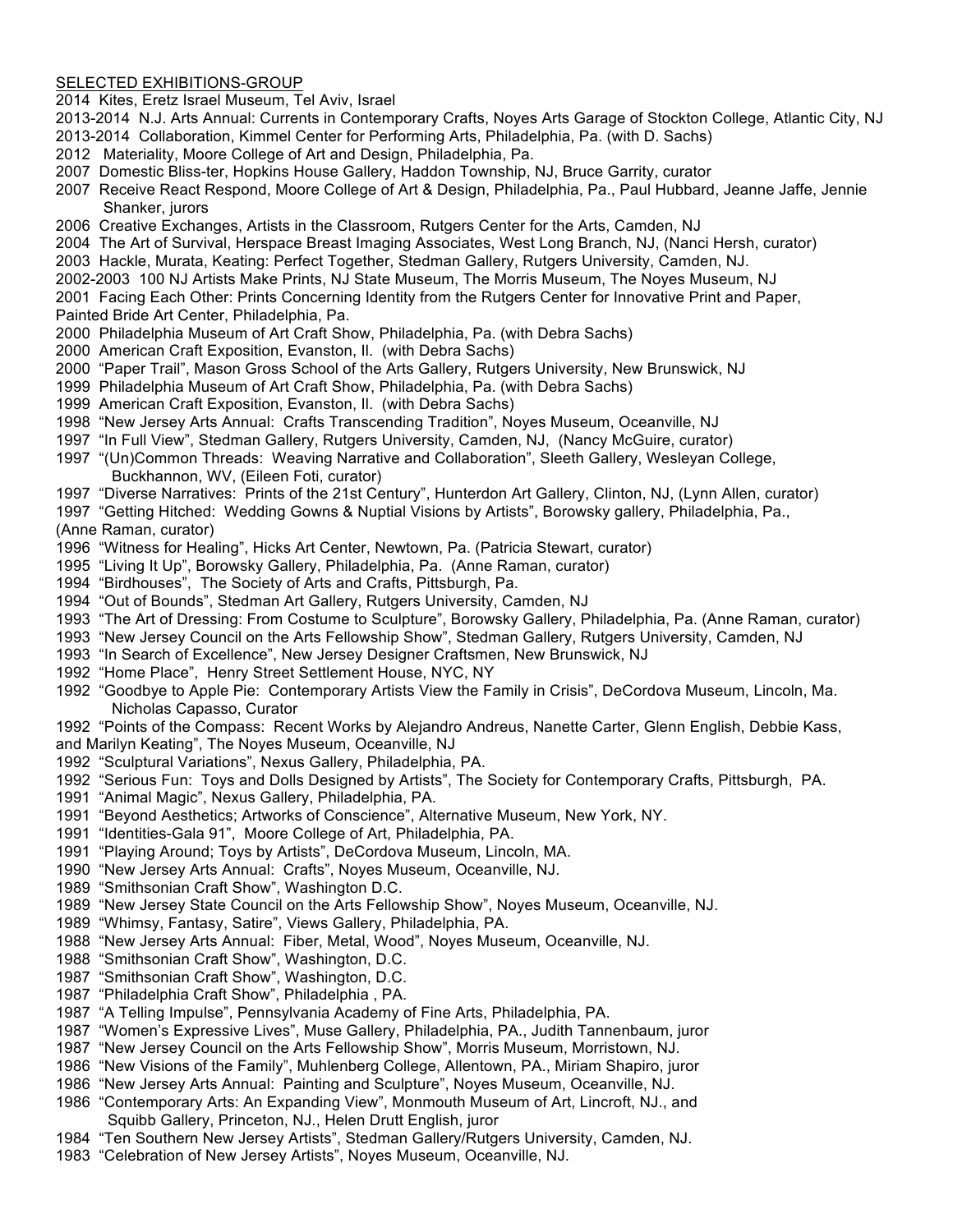SELECTED EXHIBITIONS-GROUP

2014 Kites, Eretz Israel Museum, Tel Aviv, Israel
2013-2014 N.J. Arts Annual: Currents in Contemporary Crafts, Noyes Arts Garage of Stockton College, Atlantic City, NJ
2013-2014 Collaboration, Kimmel Center for Performing Arts, Philadelphia, Pa. (with D. Sachs)
2012 Materiality, Moore College of Art and Design, Philadelphia, Pa.
2007 Domestic Bliss-ter, Hopkins House Gallery, Haddon Township, NJ, Bruce Garrity, curator
2007 Receive React Respond, Moore College of Art & Design, Philadelphia, Pa., Paul Hubbard, Jeanne Jaffe, Jennie Shanker, jurors
2006 Creative Exchanges, Artists in the Classroom, Rutgers Center for the Arts, Camden, NJ
2004 The Art of Survival, Herspace Breast Imaging Associates, West Long Branch, NJ, (Nanci Hersh, curator)
2003 Hackle, Murata, Keating: Perfect Together, Stedman Gallery, Rutgers University, Camden, NJ.
2002-2003 100 NJ Artists Make Prints, NJ State Museum, The Morris Museum, The Noyes Museum, NJ
2001 Facing Each Other: Prints Concerning Identity from the Rutgers Center for Innovative Print and Paper, Painted Bride Art Center, Philadelphia, Pa.
2000 Philadelphia Museum of Art Craft Show, Philadelphia, Pa. (with Debra Sachs)
2000 American Craft Exposition, Evanston, Il. (with Debra Sachs)
2000 "Paper Trail", Mason Gross School of the Arts Gallery, Rutgers University, New Brunswick, NJ
1999 Philadelphia Museum of Art Craft Show, Philadelphia, Pa. (with Debra Sachs)
1999 American Craft Exposition, Evanston, Il. (with Debra Sachs)
1998 "New Jersey Arts Annual: Crafts Transcending Tradition", Noyes Museum, Oceanville, NJ
1997 "In Full View", Stedman Gallery, Rutgers University, Camden, NJ, (Nancy McGuire, curator)
1997 "(Un)Common Threads: Weaving Narrative and Collaboration", Sleeth Gallery, Wesleyan College, Buckhannon, WV, (Eileen Foti, curator)
1997 "Diverse Narratives: Prints of the 21st Century", Hunterdon Art Gallery, Clinton, NJ, (Lynn Allen, curator)
1997 "Getting Hitched: Wedding Gowns & Nuptial Visions by Artists", Borowsky gallery, Philadelphia, Pa., (Anne Raman, curator)
1996 "Witness for Healing", Hicks Art Center, Newtown, Pa. (Patricia Stewart, curator)
1995 "Living It Up", Borowsky Gallery, Philadelphia, Pa. (Anne Raman, curator)
1994 "Birdhouses", The Society of Arts and Crafts, Pittsburgh, Pa.
1994 "Out of Bounds", Stedman Art Gallery, Rutgers University, Camden, NJ
1993 "The Art of Dressing: From Costume to Sculpture", Borowsky Gallery, Philadelphia, Pa. (Anne Raman, curator)
1993 "New Jersey Council on the Arts Fellowship Show", Stedman Gallery, Rutgers University, Camden, NJ
1993 "In Search of Excellence", New Jersey Designer Craftsmen, New Brunswick, NJ
1992 "Home Place", Henry Street Settlement House, NYC, NY
1992 "Goodbye to Apple Pie: Contemporary Artists View the Family in Crisis", DeCordova Museum, Lincoln, Ma. Nicholas Capasso, Curator
1992 "Points of the Compass: Recent Works by Alejandro Andreus, Nanette Carter, Glenn English, Debbie Kass, and Marilyn Keating", The Noyes Museum, Oceanville, NJ
1992 "Sculptural Variations", Nexus Gallery, Philadelphia, PA.
1992 "Serious Fun: Toys and Dolls Designed by Artists", The Society for Contemporary Crafts, Pittsburgh, PA.
1991 "Animal Magic", Nexus Gallery, Philadelphia, PA.
1991 "Beyond Aesthetics; Artworks of Conscience", Alternative Museum, New York, NY.
1991 "Identities-Gala 91", Moore College of Art, Philadelphia, PA.
1991 "Playing Around; Toys by Artists", DeCordova Museum, Lincoln, MA.
1990 "New Jersey Arts Annual: Crafts", Noyes Museum, Oceanville, NJ.
1989 "Smithsonian Craft Show", Washington D.C.
1989 "New Jersey State Council on the Arts Fellowship Show", Noyes Museum, Oceanville, NJ.
1989 "Whimsy, Fantasy, Satire", Views Gallery, Philadelphia, PA.
1988 "New Jersey Arts Annual: Fiber, Metal, Wood", Noyes Museum, Oceanville, NJ.
1988 "Smithsonian Craft Show", Washington, D.C.
1987 "Smithsonian Craft Show", Washington, D.C.
1987 "Philadelphia Craft Show", Philadelphia , PA.
1987 "A Telling Impulse", Pennsylvania Academy of Fine Arts, Philadelphia, PA.
1987 "Women's Expressive Lives", Muse Gallery, Philadelphia, PA., Judith Tannenbaum, juror
1987 "New Jersey Council on the Arts Fellowship Show", Morris Museum, Morristown, NJ.
1986 "New Visions of the Family", Muhlenberg College, Allentown, PA., Miriam Shapiro, juror
1986 "New Jersey Arts Annual: Painting and Sculpture", Noyes Museum, Oceanville, NJ.
1986 "Contemporary Arts: An Expanding View", Monmouth Museum of Art, Lincroft, NJ., and Squibb Gallery, Princeton, NJ., Helen Drutt English, juror
1984 "Ten Southern New Jersey Artists", Stedman Gallery/Rutgers University, Camden, NJ.
1983 "Celebration of New Jersey Artists", Noyes Museum, Oceanville, NJ.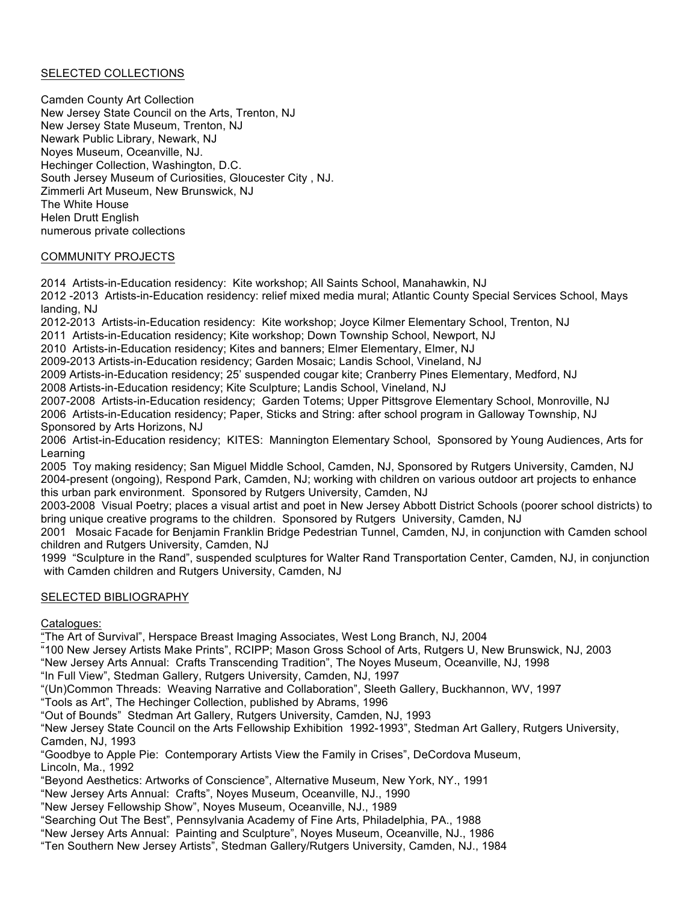## SELECTED COLLECTIONS

Camden County Art Collection
New Jersey State Council on the Arts, Trenton, NJ
New Jersey State Museum, Trenton, NJ
Newark Public Library, Newark, NJ
Noyes Museum, Oceanville, NJ.
Hechinger Collection, Washington, D.C.
South Jersey Museum of Curiosities, Gloucester City , NJ.
Zimmerli Art Museum, New Brunswick, NJ
The White House
Helen Drutt English
numerous private collections

## COMMUNITY PROJECTS

2014 Artists-in-Education residency: Kite workshop; All Saints School, Manahawkin, NJ
2012 -2013 Artists-in-Education residency: relief mixed media mural; Atlantic County Special Services School, Mays landing, NJ
2012-2013 Artists-in-Education residency: Kite workshop; Joyce Kilmer Elementary School, Trenton, NJ
2011 Artists-in-Education residency; Kite workshop; Down Township School, Newport, NJ
2010 Artists-in-Education residency; Kites and banners; Elmer Elementary, Elmer, NJ
2009-2013 Artists-in-Education residency; Garden Mosaic; Landis School, Vineland, NJ
2009 Artists-in-Education residency; 25' suspended cougar kite; Cranberry Pines Elementary, Medford, NJ
2008 Artists-in-Education residency; Kite Sculpture; Landis School, Vineland, NJ
2007-2008 Artists-in-Education residency; Garden Totems; Upper Pittsgrove Elementary School, Monroville, NJ
2006 Artists-in-Education residency; Paper, Sticks and String: after school program in Galloway Township, NJ Sponsored by Arts Horizons, NJ
2006 Artist-in-Education residency; KITES: Mannington Elementary School, Sponsored by Young Audiences, Arts for Learning
2005 Toy making residency; San Miguel Middle School, Camden, NJ, Sponsored by Rutgers University, Camden, NJ
2004-present (ongoing), Respond Park, Camden, NJ; working with children on various outdoor art projects to enhance this urban park environment. Sponsored by Rutgers University, Camden, NJ
2003-2008 Visual Poetry; places a visual artist and poet in New Jersey Abbott District Schools (poorer school districts) to bring unique creative programs to the children. Sponsored by Rutgers University, Camden, NJ
2001 Mosaic Facade for Benjamin Franklin Bridge Pedestrian Tunnel, Camden, NJ, in conjunction with Camden school children and Rutgers University, Camden, NJ
1999 "Sculpture in the Rand", suspended sculptures for Walter Rand Transportation Center, Camden, NJ, in conjunction with Camden children and Rutgers University, Camden, NJ

## SELECTED BIBLIOGRAPHY

Catalogues:
"The Art of Survival", Herspace Breast Imaging Associates, West Long Branch, NJ, 2004
"100 New Jersey Artists Make Prints", RCIPP; Mason Gross School of Arts, Rutgers U, New Brunswick, NJ, 2003
"New Jersey Arts Annual: Crafts Transcending Tradition", The Noyes Museum, Oceanville, NJ, 1998
"In Full View", Stedman Gallery, Rutgers University, Camden, NJ, 1997
"(Un)Common Threads: Weaving Narrative and Collaboration", Sleeth Gallery, Buckhannon, WV, 1997
"Tools as Art", The Hechinger Collection, published by Abrams, 1996
"Out of Bounds" Stedman Art Gallery, Rutgers University, Camden, NJ, 1993
"New Jersey State Council on the Arts Fellowship Exhibition 1992-1993", Stedman Art Gallery, Rutgers University, Camden, NJ, 1993
"Goodbye to Apple Pie: Contemporary Artists View the Family in Crises", DeCordova Museum, Lincoln, Ma., 1992
"Beyond Aesthetics: Artworks of Conscience", Alternative Museum, New York, NY., 1991
"New Jersey Arts Annual: Crafts", Noyes Museum, Oceanville, NJ., 1990
"New Jersey Fellowship Show", Noyes Museum, Oceanville, NJ., 1989
"Searching Out The Best", Pennsylvania Academy of Fine Arts, Philadelphia, PA., 1988
"New Jersey Arts Annual: Painting and Sculpture", Noyes Museum, Oceanville, NJ., 1986
"Ten Southern New Jersey Artists", Stedman Gallery/Rutgers University, Camden, NJ., 1984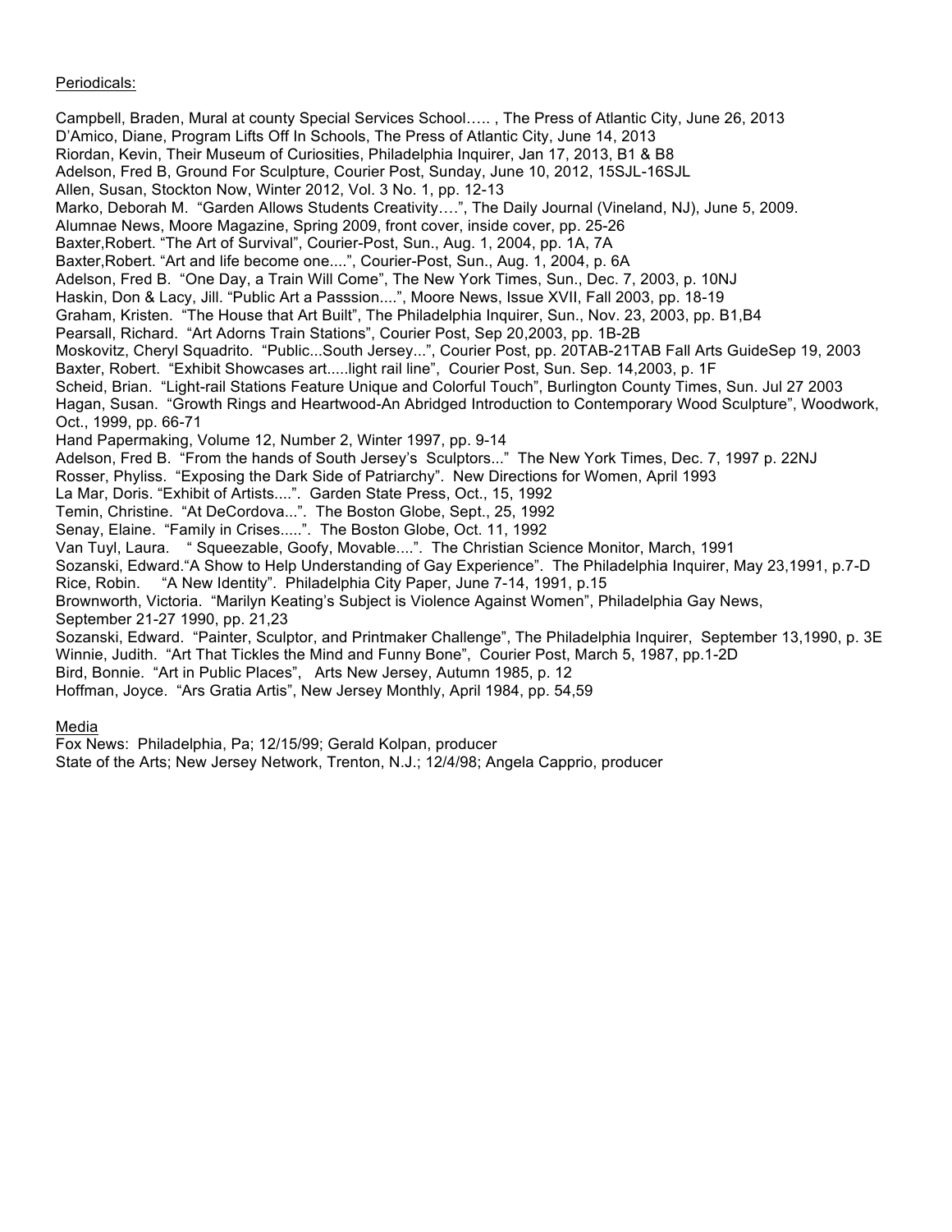Periodicals:

Campbell, Braden, Mural at county Special Services School….. , The Press of Atlantic City, June 26, 2013
D'Amico, Diane, Program Lifts Off In Schools, The Press of Atlantic City, June 14, 2013
Riordan, Kevin, Their Museum of Curiosities, Philadelphia Inquirer, Jan 17, 2013, B1 & B8
Adelson, Fred B, Ground For Sculpture, Courier Post, Sunday, June 10, 2012, 15SJL-16SJL
Allen, Susan, Stockton Now, Winter 2012, Vol. 3 No. 1, pp. 12-13
Marko, Deborah M. "Garden Allows Students Creativity….", The Daily Journal (Vineland, NJ), June 5, 2009.
Alumnae News, Moore Magazine, Spring 2009, front cover, inside cover, pp. 25-26
Baxter,Robert. "The Art of Survival", Courier-Post, Sun., Aug. 1, 2004, pp. 1A, 7A
Baxter,Robert. "Art and life become one....", Courier-Post, Sun., Aug. 1, 2004, p. 6A
Adelson, Fred B. "One Day, a Train Will Come", The New York Times, Sun., Dec. 7, 2003, p. 10NJ
Haskin, Don & Lacy, Jill. "Public Art a Passsion....", Moore News, Issue XVII, Fall 2003, pp. 18-19
Graham, Kristen. "The House that Art Built", The Philadelphia Inquirer, Sun., Nov. 23, 2003, pp. B1,B4
Pearsall, Richard. "Art Adorns Train Stations", Courier Post, Sep 20,2003, pp. 1B-2B
Moskovitz, Cheryl Squadrito. "Public...South Jersey...", Courier Post, pp. 20TAB-21TAB Fall Arts GuideSep 19, 2003
Baxter, Robert. "Exhibit Showcases art.....light rail line", Courier Post, Sun. Sep. 14,2003, p. 1F
Scheid, Brian. "Light-rail Stations Feature Unique and Colorful Touch", Burlington County Times, Sun. Jul 27 2003
Hagan, Susan. "Growth Rings and Heartwood-An Abridged Introduction to Contemporary Wood Sculpture", Woodwork, Oct., 1999, pp. 66-71
Hand Papermaking, Volume 12, Number 2, Winter 1997, pp. 9-14
Adelson, Fred B. "From the hands of South Jersey's Sculptors..." The New York Times, Dec. 7, 1997 p. 22NJ
Rosser, Phyliss. "Exposing the Dark Side of Patriarchy". New Directions for Women, April 1993
La Mar, Doris. "Exhibit of Artists....". Garden State Press, Oct., 15, 1992
Temin, Christine. "At DeCordova...". The Boston Globe, Sept., 25, 1992
Senay, Elaine. "Family in Crises.....". The Boston Globe, Oct. 11, 1992
Van Tuyl, Laura. " Squeezable, Goofy, Movable....". The Christian Science Monitor, March, 1991
Sozanski, Edward."A Show to Help Understanding of Gay Experience". The Philadelphia Inquirer, May 23,1991, p.7-D
Rice, Robin. "A New Identity". Philadelphia City Paper, June 7-14, 1991, p.15
Brownworth, Victoria. "Marilyn Keating's Subject is Violence Against Women", Philadelphia Gay News, September 21-27 1990, pp. 21,23
Sozanski, Edward. "Painter, Sculptor, and Printmaker Challenge", The Philadelphia Inquirer, September 13,1990, p. 3E
Winnie, Judith. "Art That Tickles the Mind and Funny Bone", Courier Post, March 5, 1987, pp.1-2D
Bird, Bonnie. "Art in Public Places", Arts New Jersey, Autumn 1985, p. 12
Hoffman, Joyce. "Ars Gratia Artis", New Jersey Monthly, April 1984, pp. 54,59

Media

Fox News: Philadelphia, Pa; 12/15/99; Gerald Kolpan, producer
State of the Arts; New Jersey Network, Trenton, N.J.; 12/4/98; Angela Capprio, producer